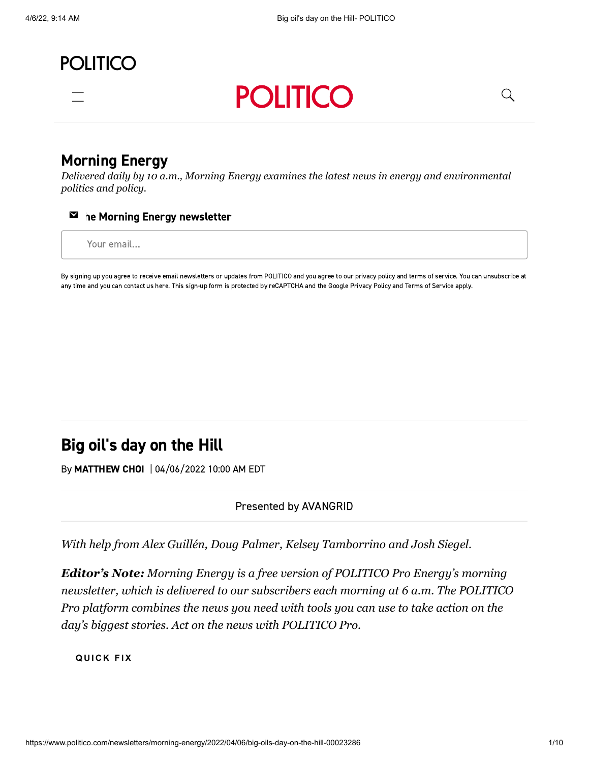POLITICO

# Morning Energy

*Delivered daily by 10 a.m., Morning Energy examines the latest news in energy and environmental politics and policy.*

**ne Morning Energy newsletter**

Your email...

By signing up you agree to receive email newsletters or updates from POLITICO and you agree to our privacy policy and terms of service. You can unsubscribe at any time and you can contact us here. This sign-up form is protected by reCAPTCHA and the Google Privacy Policy and Terms of Service apply.

## Big oil's day on the Hill

By **MATTHEW CHOI** | 04/06/2022 10:00 AM EDT

Presented by AVANGRID

*With help from Alex Guillén, Doug Palmer, Kelsey Tamborrino and Josh Siegel.*

***Editor's Note:*** *Morning Energy is a free version of POLITICO Pro Energy's morning newsletter, which is delivered to our subscribers each morning at 6 a.m. The POLITICO Pro platform combines the news you need with tools you can use to take action on the day's biggest stories. Act on the news with POLITICO Pro.*

**QUICK FIX**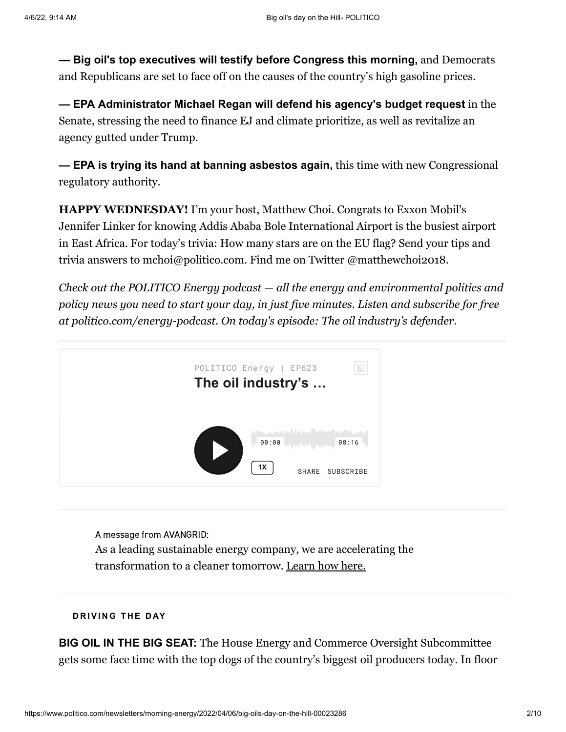— **Big oil's top executives will testify before Congress this morning,** and Democrats and Republicans are set to face off on the causes of the country's high gasoline prices.

— **EPA Administrator Michael Regan will defend his agency's budget request** in the Senate, stressing the need to finance EJ and climate prioritize, as well as revitalize an agency gutted under Trump.

— **EPA is trying its hand at banning asbestos again,** this time with new Congressional regulatory authority.

**HAPPY WEDNESDAY!** I'm your host, Matthew Choi. Congrats to Exxon Mobil's Jennifer Linker for knowing Addis Ababa Bole International Airport is the busiest airport in East Africa. For today's trivia: How many stars are on the EU flag? Send your tips and trivia answers to mchoi@politico.com. Find me on Twitter @matthewchoi2018.

*Check out the POLITICO Energy podcast — all the energy and environmental politics and policy news you need to start your day, in just five minutes. Listen and subscribe for free at politico.com/energy-podcast. On today's episode: The oil industry's defender.*

POLITICO Energy | EP623

**The oil industry's …**

00:00 08:16

1X SHARE SUBSCRIBE

---

A message from AVANGRID:

As a leading sustainable energy company, we are accelerating the transformation to a cleaner tomorrow. Learn how here.

---

**DRIVING THE DAY**

**BIG OIL IN THE BIG SEAT:** The House Energy and Commerce Oversight Subcommittee gets some face time with the top dogs of the country's biggest oil producers today. In floor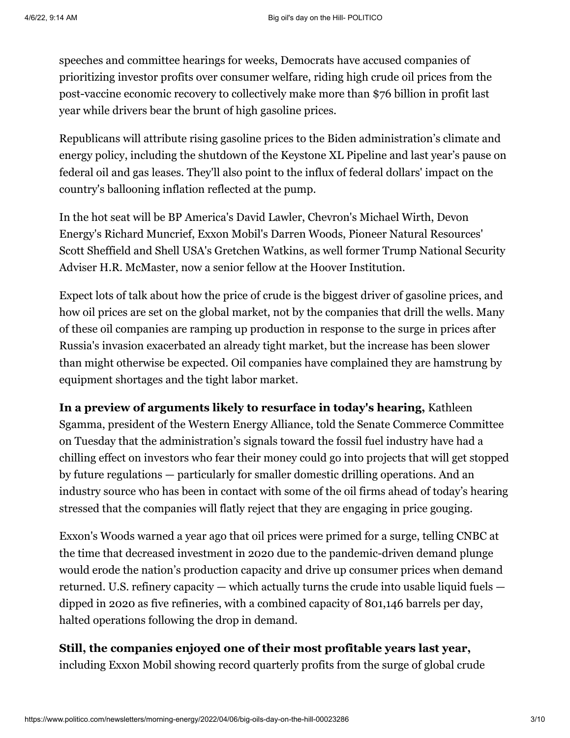speeches and committee hearings for weeks, Democrats have accused companies of prioritizing investor profits over consumer welfare, riding high crude oil prices from the post-vaccine economic recovery to collectively make more than $76 billion in profit last year while drivers bear the brunt of high gasoline prices.

Republicans will attribute rising gasoline prices to the Biden administration's climate and energy policy, including the shutdown of the Keystone XL Pipeline and last year's pause on federal oil and gas leases. They'll also point to the influx of federal dollars' impact on the country's ballooning inflation reflected at the pump.

In the hot seat will be BP America's David Lawler, Chevron's Michael Wirth, Devon Energy's Richard Muncrief, Exxon Mobil's Darren Woods, Pioneer Natural Resources' Scott Sheffield and Shell USA's Gretchen Watkins, as well former Trump National Security Adviser H.R. McMaster, now a senior fellow at the Hoover Institution.

Expect lots of talk about how the price of crude is the biggest driver of gasoline prices, and how oil prices are set on the global market, not by the companies that drill the wells. Many of these oil companies are ramping up production in response to the surge in prices after Russia's invasion exacerbated an already tight market, but the increase has been slower than might otherwise be expected. Oil companies have complained they are hamstrung by equipment shortages and the tight labor market.

**In a preview of arguments likely to resurface in today's hearing,** Kathleen Sgamma, president of the Western Energy Alliance, told the Senate Commerce Committee on Tuesday that the administration's signals toward the fossil fuel industry have had a chilling effect on investors who fear their money could go into projects that will get stopped by future regulations — particularly for smaller domestic drilling operations. And an industry source who has been in contact with some of the oil firms ahead of today's hearing stressed that the companies will flatly reject that they are engaging in price gouging.

Exxon's Woods warned a year ago that oil prices were primed for a surge, telling CNBC at the time that decreased investment in 2020 due to the pandemic-driven demand plunge would erode the nation's production capacity and drive up consumer prices when demand returned. U.S. refinery capacity — which actually turns the crude into usable liquid fuels — dipped in 2020 as five refineries, with a combined capacity of 801,146 barrels per day, halted operations following the drop in demand.

**Still, the companies enjoyed one of their most profitable years last year,** including Exxon Mobil showing record quarterly profits from the surge of global crude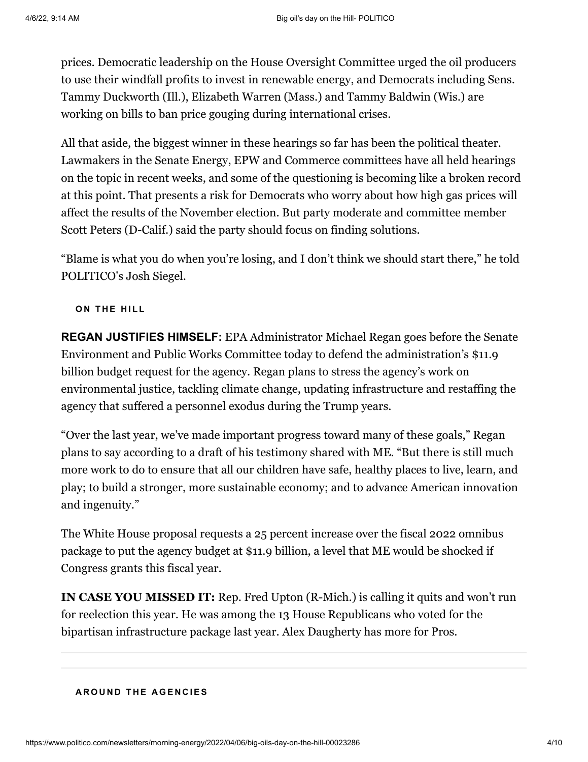prices. Democratic leadership on the House Oversight Committee urged the oil producers to use their windfall profits to invest in renewable energy, and Democrats including Sens. Tammy Duckworth (Ill.), Elizabeth Warren (Mass.) and Tammy Baldwin (Wis.) are working on bills to ban price gouging during international crises.

All that aside, the biggest winner in these hearings so far has been the political theater. Lawmakers in the Senate Energy, EPW and Commerce committees have all held hearings on the topic in recent weeks, and some of the questioning is becoming like a broken record at this point. That presents a risk for Democrats who worry about how high gas prices will affect the results of the November election. But party moderate and committee member Scott Peters (D-Calif.) said the party should focus on finding solutions.

"Blame is what you do when you're losing, and I don't think we should start there," he told POLITICO's Josh Siegel.

#### ON THE HILL

**REGAN JUSTIFIES HIMSELF:** EPA Administrator Michael Regan goes before the Senate Environment and Public Works Committee today to defend the administration's $11.9 billion budget request for the agency. Regan plans to stress the agency's work on environmental justice, tackling climate change, updating infrastructure and restaffing the agency that suffered a personnel exodus during the Trump years.

"Over the last year, we've made important progress toward many of these goals," Regan plans to say according to a draft of his testimony shared with ME. "But there is still much more work to do to ensure that all our children have safe, healthy places to live, learn, and play; to build a stronger, more sustainable economy; and to advance American innovation and ingenuity."

The White House proposal requests a 25 percent increase over the fiscal 2022 omnibus package to put the agency budget at $11.9 billion, a level that ME would be shocked if Congress grants this fiscal year.

**IN CASE YOU MISSED IT:** Rep. Fred Upton (R-Mich.) is calling it quits and won't run for reelection this year. He was among the 13 House Republicans who voted for the bipartisan infrastructure package last year. Alex Daugherty has more for Pros.

---

#### AROUND THE AGENCIES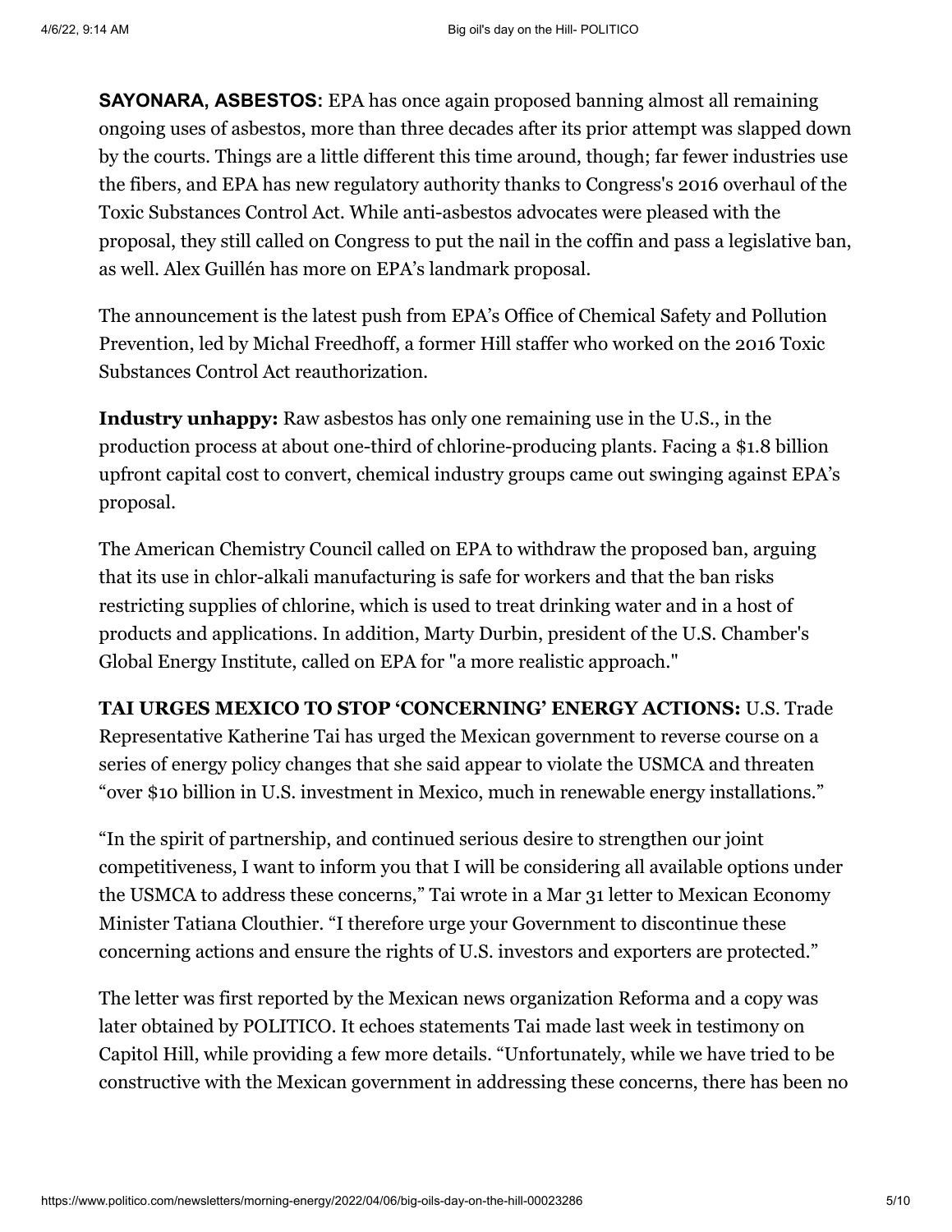**SAYONARA, ASBESTOS:** EPA has once again proposed banning almost all remaining ongoing uses of asbestos, more than three decades after its prior attempt was slapped down by the courts. Things are a little different this time around, though; far fewer industries use the fibers, and EPA has new regulatory authority thanks to Congress's 2016 overhaul of the Toxic Substances Control Act. While anti-asbestos advocates were pleased with the proposal, they still called on Congress to put the nail in the coffin and pass a legislative ban, as well. Alex Guillén has more on EPA's landmark proposal.

The announcement is the latest push from EPA's Office of Chemical Safety and Pollution Prevention, led by Michal Freedhoff, a former Hill staffer who worked on the 2016 Toxic Substances Control Act reauthorization.

**Industry unhappy:** Raw asbestos has only one remaining use in the U.S., in the production process at about one-third of chlorine-producing plants. Facing a $1.8 billion upfront capital cost to convert, chemical industry groups came out swinging against EPA's proposal.

The American Chemistry Council called on EPA to withdraw the proposed ban, arguing that its use in chlor-alkali manufacturing is safe for workers and that the ban risks restricting supplies of chlorine, which is used to treat drinking water and in a host of products and applications. In addition, Marty Durbin, president of the U.S. Chamber's Global Energy Institute, called on EPA for "a more realistic approach."

**TAI URGES MEXICO TO STOP 'CONCERNING' ENERGY ACTIONS:** U.S. Trade Representative Katherine Tai has urged the Mexican government to reverse course on a series of energy policy changes that she said appear to violate the USMCA and threaten "over $10 billion in U.S. investment in Mexico, much in renewable energy installations."

"In the spirit of partnership, and continued serious desire to strengthen our joint competitiveness, I want to inform you that I will be considering all available options under the USMCA to address these concerns," Tai wrote in a Mar 31 letter to Mexican Economy Minister Tatiana Clouthier. "I therefore urge your Government to discontinue these concerning actions and ensure the rights of U.S. investors and exporters are protected."

The letter was first reported by the Mexican news organization Reforma and a copy was later obtained by POLITICO. It echoes statements Tai made last week in testimony on Capitol Hill, while providing a few more details. "Unfortunately, while we have tried to be constructive with the Mexican government in addressing these concerns, there has been no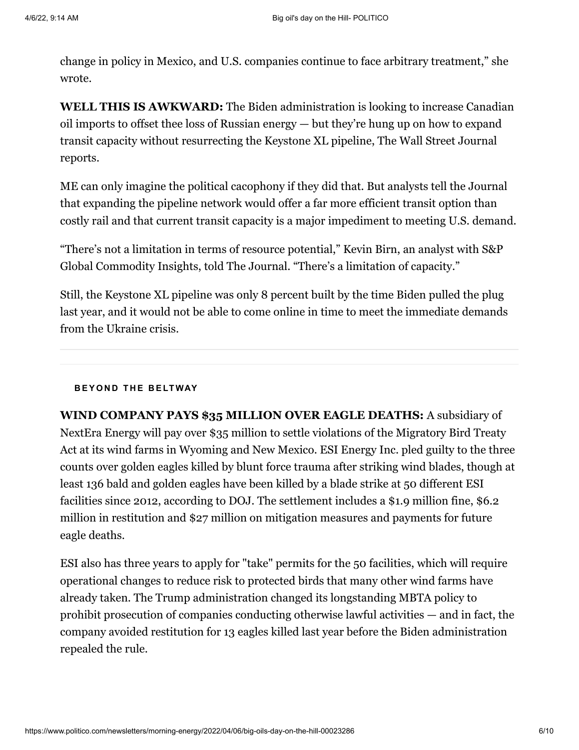change in policy in Mexico, and U.S. companies continue to face arbitrary treatment," she wrote.

**WELL THIS IS AWKWARD:** The Biden administration is looking to increase Canadian oil imports to offset thee loss of Russian energy — but they're hung up on how to expand transit capacity without resurrecting the Keystone XL pipeline, The Wall Street Journal reports.

ME can only imagine the political cacophony if they did that. But analysts tell the Journal that expanding the pipeline network would offer a far more efficient transit option than costly rail and that current transit capacity is a major impediment to meeting U.S. demand.

"There's not a limitation in terms of resource potential," Kevin Birn, an analyst with S&P Global Commodity Insights, told The Journal. "There's a limitation of capacity."

Still, the Keystone XL pipeline was only 8 percent built by the time Biden pulled the plug last year, and it would not be able to come online in time to meet the immediate demands from the Ukraine crisis.

---

## BEYOND THE BELTWAY

**WIND COMPANY PAYS $35 MILLION OVER EAGLE DEATHS:** A subsidiary of NextEra Energy will pay over $35 million to settle violations of the Migratory Bird Treaty Act at its wind farms in Wyoming and New Mexico. ESI Energy Inc. pled guilty to the three counts over golden eagles killed by blunt force trauma after striking wind blades, though at least 136 bald and golden eagles have been killed by a blade strike at 50 different ESI facilities since 2012, according to DOJ. The settlement includes a $1.9 million fine, $6.2 million in restitution and $27 million on mitigation measures and payments for future eagle deaths.

ESI also has three years to apply for "take" permits for the 50 facilities, which will require operational changes to reduce risk to protected birds that many other wind farms have already taken. The Trump administration changed its longstanding MBTA policy to prohibit prosecution of companies conducting otherwise lawful activities — and in fact, the company avoided restitution for 13 eagles killed last year before the Biden administration repealed the rule.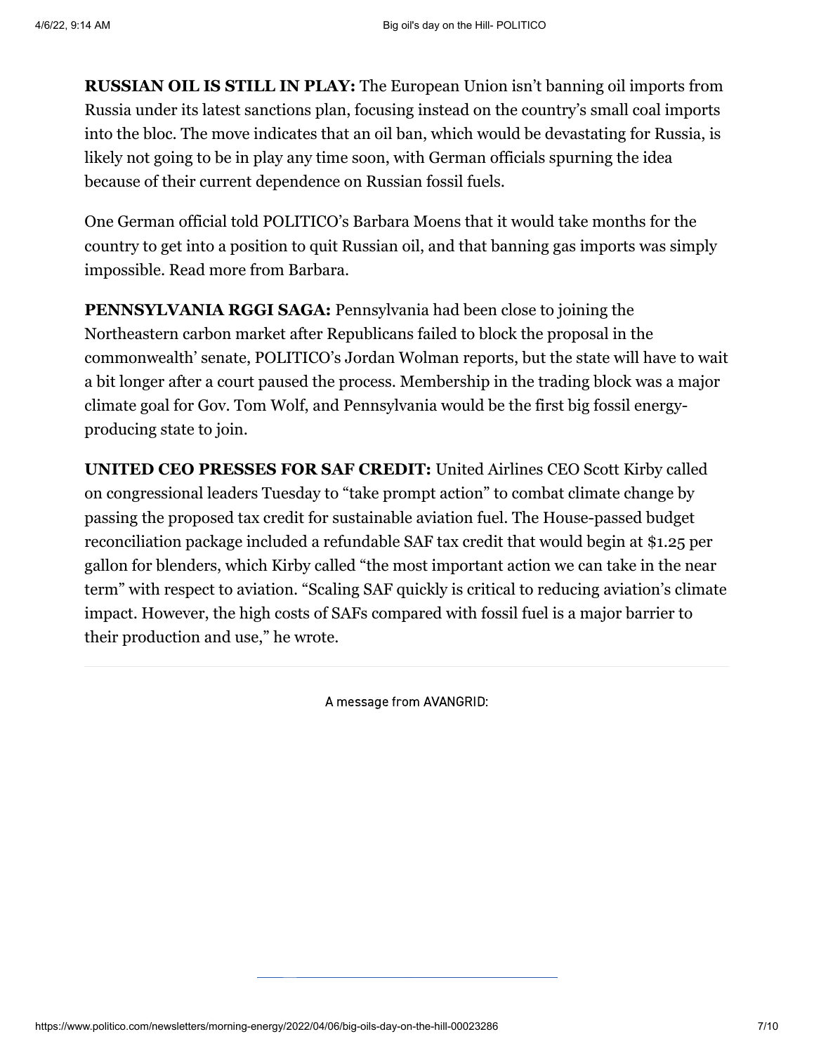**RUSSIAN OIL IS STILL IN PLAY:** The European Union isn't banning oil imports from Russia under its latest sanctions plan, focusing instead on the country's small coal imports into the bloc. The move indicates that an oil ban, which would be devastating for Russia, is likely not going to be in play any time soon, with German officials spurning the idea because of their current dependence on Russian fossil fuels.

One German official told POLITICO's Barbara Moens that it would take months for the country to get into a position to quit Russian oil, and that banning gas imports was simply impossible. Read more from Barbara.

**PENNSYLVANIA RGGI SAGA:** Pennsylvania had been close to joining the Northeastern carbon market after Republicans failed to block the proposal in the commonwealth' senate, POLITICO's Jordan Wolman reports, but the state will have to wait a bit longer after a court paused the process. Membership in the trading block was a major climate goal for Gov. Tom Wolf, and Pennsylvania would be the first big fossil energy-producing state to join.

**UNITED CEO PRESSES FOR SAF CREDIT:** United Airlines CEO Scott Kirby called on congressional leaders Tuesday to "take prompt action" to combat climate change by passing the proposed tax credit for sustainable aviation fuel. The House-passed budget reconciliation package included a refundable SAF tax credit that would begin at $1.25 per gallon for blenders, which Kirby called "the most important action we can take in the near term" with respect to aviation. "Scaling SAF quickly is critical to reducing aviation's climate impact. However, the high costs of SAFs compared with fossil fuel is a major barrier to their production and use," he wrote.

---

A message from AVANGRID: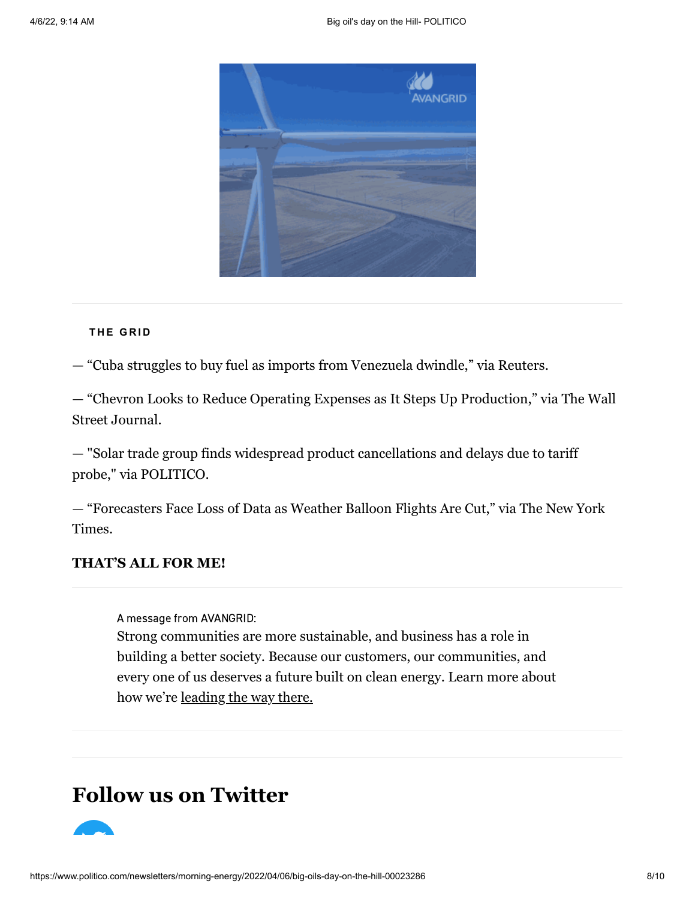**THE GRID**

— “Cuba struggles to buy fuel as imports from Venezuela dwindle,” via Reuters.

— “Chevron Looks to Reduce Operating Expenses as It Steps Up Production,” via The Wall Street Journal.

— "Solar trade group finds widespread product cancellations and delays due to tariff probe," via POLITICO.

— “Forecasters Face Loss of Data as Weather Balloon Flights Are Cut,” via The New York Times.

**THAT’S ALL FOR ME!**

A message from AVANGRID:

Strong communities are more sustainable, and business has a role in building a better society. Because our customers, our communities, and every one of us deserves a future built on clean energy. Learn more about how we’re leading the way there.

# Follow us on Twitter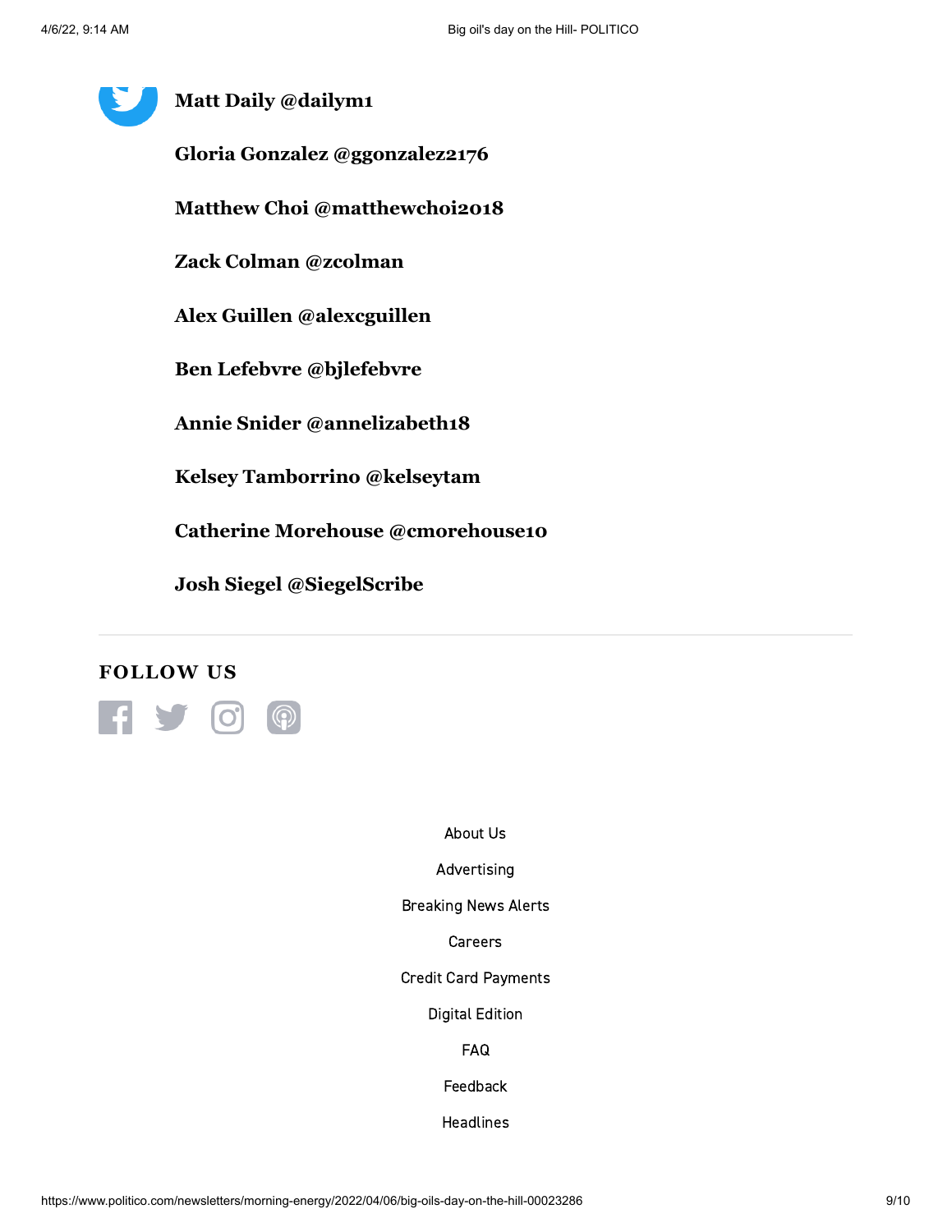**Matt Daily @dailym1**

**Gloria Gonzalez @ggonzalez2176**

**Matthew Choi @matthewchoi2018**

**Zack Colman @zcolman**

**Alex Guillen @alexcguillen**

**Ben Lefebvre @bjlefebvre**

**Annie Snider @annelizabeth18**

**Kelsey Tamborrino @kelseytam**

**Catherine Morehouse @cmorehouse10**

**Josh Siegel @SiegelScribe**

---

## FOLLOW US

About Us

Advertising

Breaking News Alerts

Careers

Credit Card Payments

Digital Edition

FAQ

Feedback

Headlines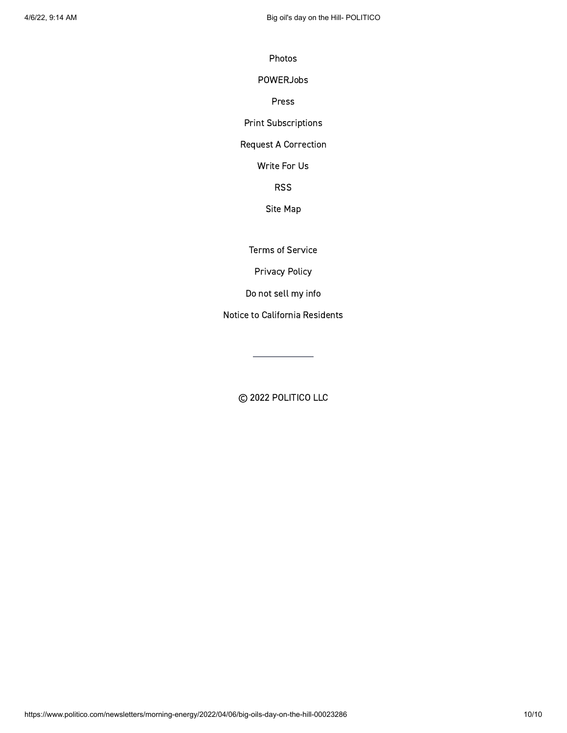Photos

POWERJobs

Press

Print Subscriptions

Request A Correction

Write For Us

RSS

Site Map

Terms of Service

Privacy Policy

Do not sell my info

Notice to California Residents

---

© 2022 POLITICO LLC